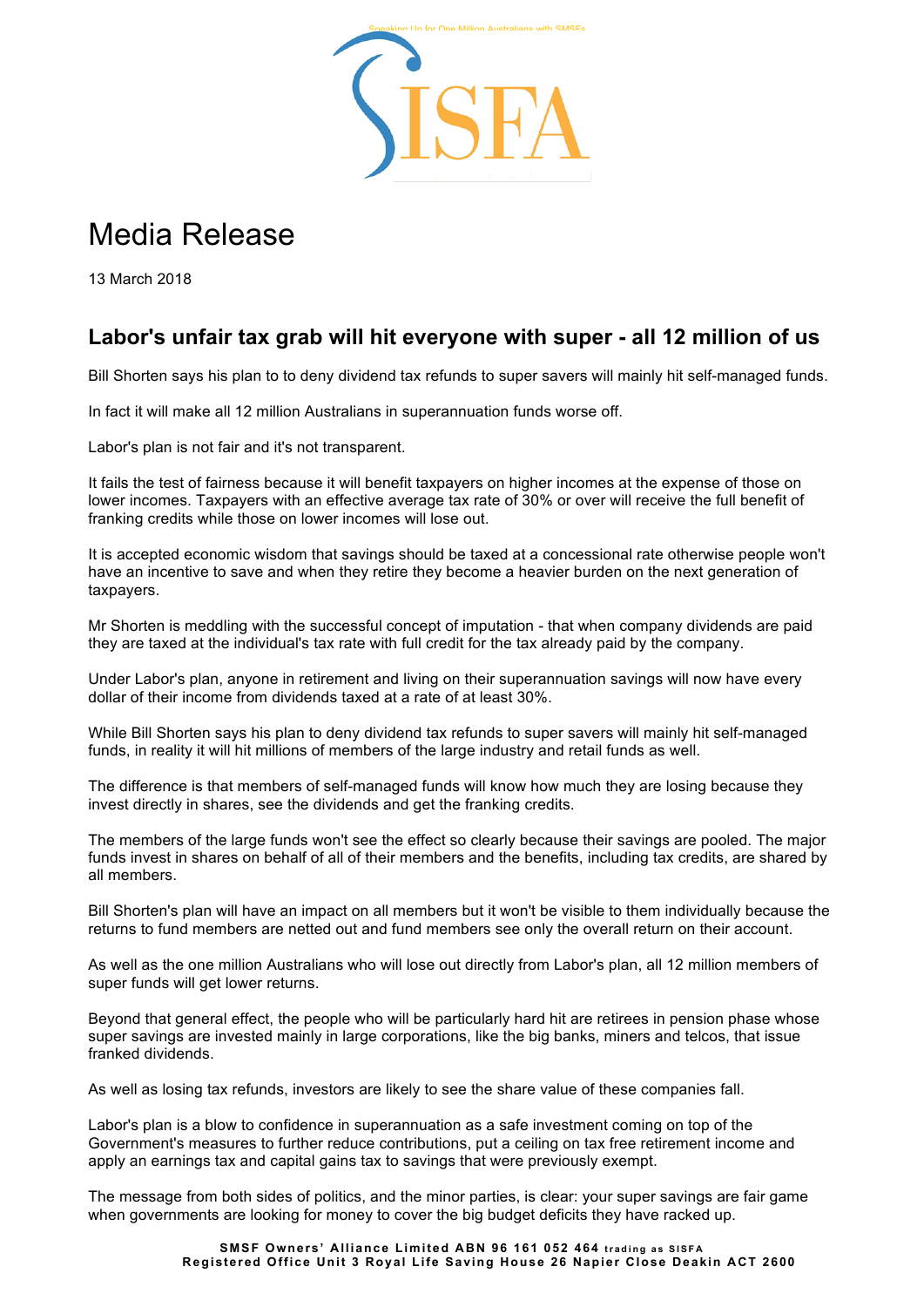# Media Release

13 March 2018

## Labor's unfair tax grab will hit everyone with super - all 12 million of us

Bill Shorten says his plan to to deny dividend tax refunds to super savers will mainly hit self-managed funds.

In fact it will make all 12 million Australians in superannuation funds worse off.

Labor's plan is not fair and it's not transparent.

It fails the test of fairness because it will benefit taxpayers on higher incomes at the expense of those on lower incomes. Taxpayers with an effective average tax rate of 30% or over will receive the full benefit of franking credits while those on lower incomes will lose out.

It is accepted economic wisdom that savings should be taxed at a concessional rate otherwise people won't have an incentive to save and when they retire they become a heavier burden on the next generation of taxpayers.

Mr Shorten is meddling with the successful concept of imputation - that when company dividends are paid they are taxed at the individual's tax rate with full credit for the tax already paid by the company.

Under Labor's plan, anyone in retirement and living on their superannuation savings will now have every dollar of their income from dividends taxed at a rate of at least 30%.

While Bill Shorten says his plan to deny dividend tax refunds to super savers will mainly hit self-managed funds, in reality it will hit millions of members of the large industry and retail funds as well.

The difference is that members of self-managed funds will know how much they are losing because they invest directly in shares, see the dividends and get the franking credits.

The members of the large funds won't see the effect so clearly because their savings are pooled. The major funds invest in shares on behalf of all of their members and the benefits, including tax credits, are shared by all members.

Bill Shorten's plan will have an impact on all members but it won't be visible to them individually because the returns to fund members are netted out and fund members see only the overall return on their account.

As well as the one million Australians who will lose out directly from Labor's plan, all 12 million members of super funds will get lower returns.

Beyond that general effect, the people who will be particularly hard hit are retirees in pension phase whose super savings are invested mainly in large corporations, like the big banks, miners and telcos, that issue franked dividends.

As well as losing tax refunds, investors are likely to see the share value of these companies fall.

Labor's plan is a blow to confidence in superannuation as a safe investment coming on top of the Government's measures to further reduce contributions, put a ceiling on tax free retirement income and apply an earnings tax and capital gains tax to savings that were previously exempt.

The message from both sides of politics, and the minor parties, is clear: your super savings are fair game when governments are looking for money to cover the big budget deficits they have racked up.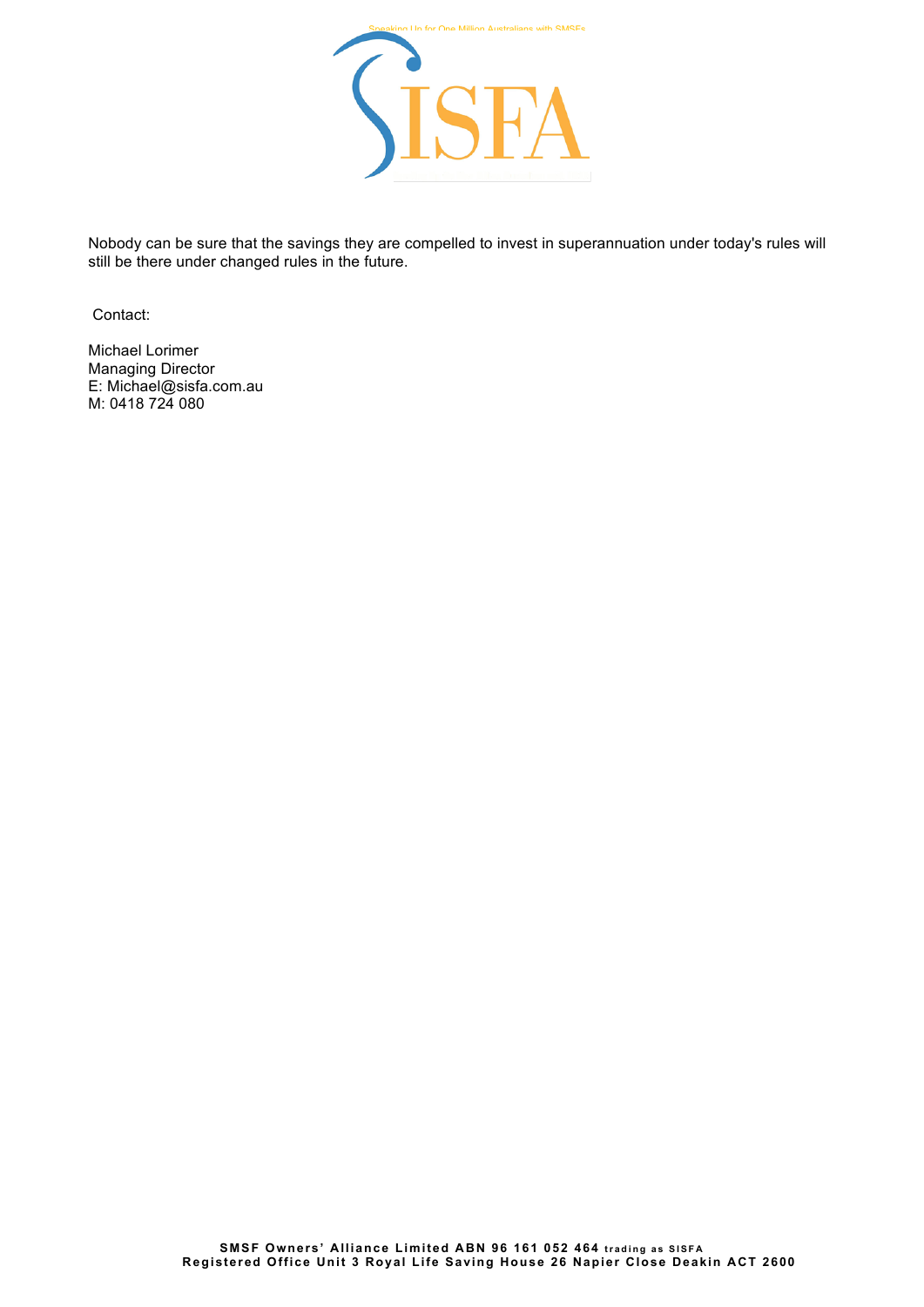Nobody can be sure that the savings they are compelled to invest in superannuation under today's rules will still be there under changed rules in the future.

Contact:

Michael Lorimer
Managing Director
E: Michael@sisfa.com.au
M: 0418 724 080